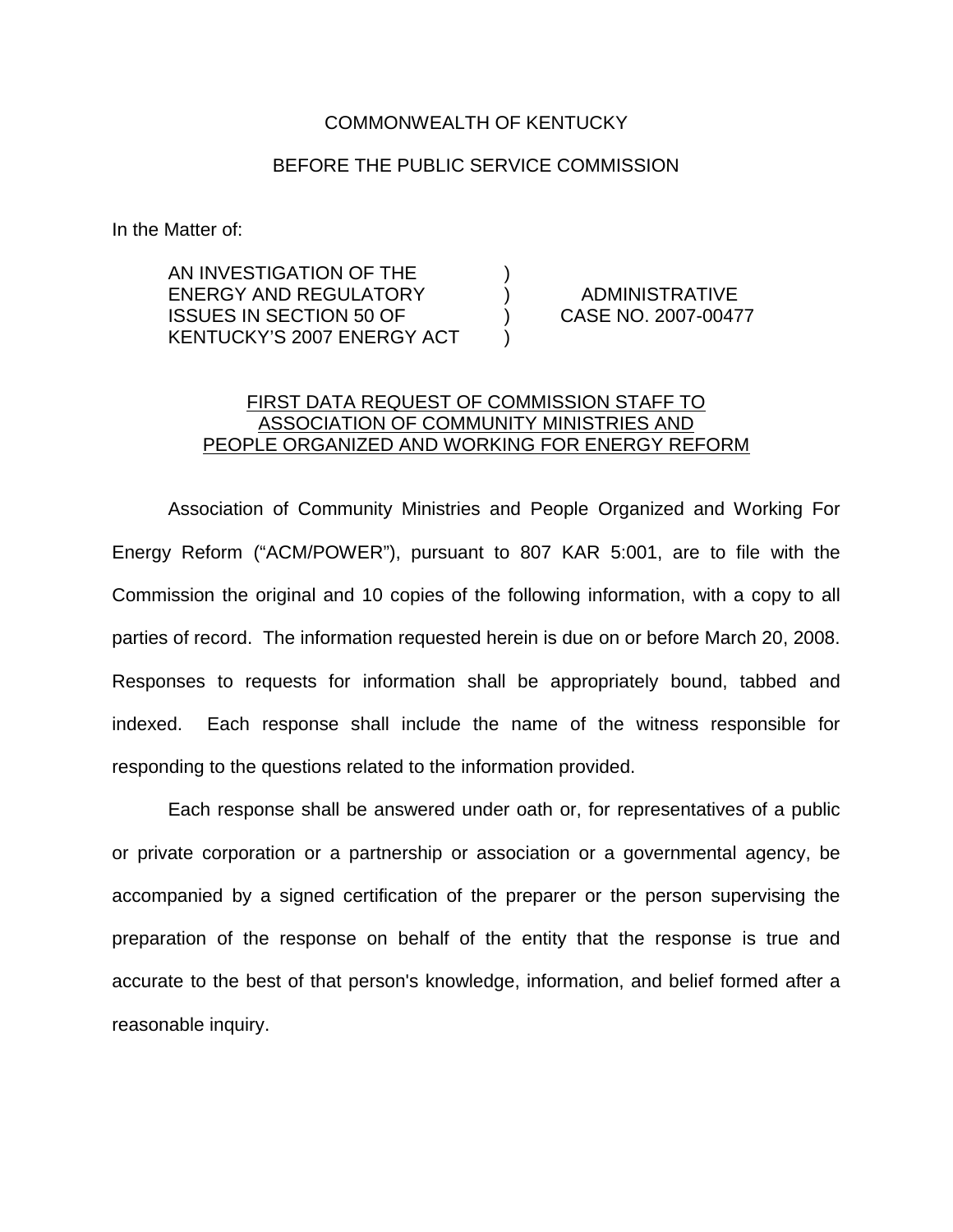COMMONWEALTH OF KENTUCKY

BEFORE THE PUBLIC SERVICE COMMISSION

In the Matter of:

AN INVESTIGATION OF THE ENERGY AND REGULATORY ISSUES IN SECTION 50 OF KENTUCKY'S 2007 ENERGY ACT ) ADMINISTRATIVE CASE NO. 2007-00477

FIRST DATA REQUEST OF COMMISSION STAFF TO ASSOCIATION OF COMMUNITY MINISTRIES AND PEOPLE ORGANIZED AND WORKING FOR ENERGY REFORM

Association of Community Ministries and People Organized and Working For Energy Reform ("ACM/POWER"), pursuant to 807 KAR 5:001, are to file with the Commission the original and 10 copies of the following information, with a copy to all parties of record. The information requested herein is due on or before March 20, 2008. Responses to requests for information shall be appropriately bound, tabbed and indexed. Each response shall include the name of the witness responsible for responding to the questions related to the information provided.

Each response shall be answered under oath or, for representatives of a public or private corporation or a partnership or association or a governmental agency, be accompanied by a signed certification of the preparer or the person supervising the preparation of the response on behalf of the entity that the response is true and accurate to the best of that person's knowledge, information, and belief formed after a reasonable inquiry.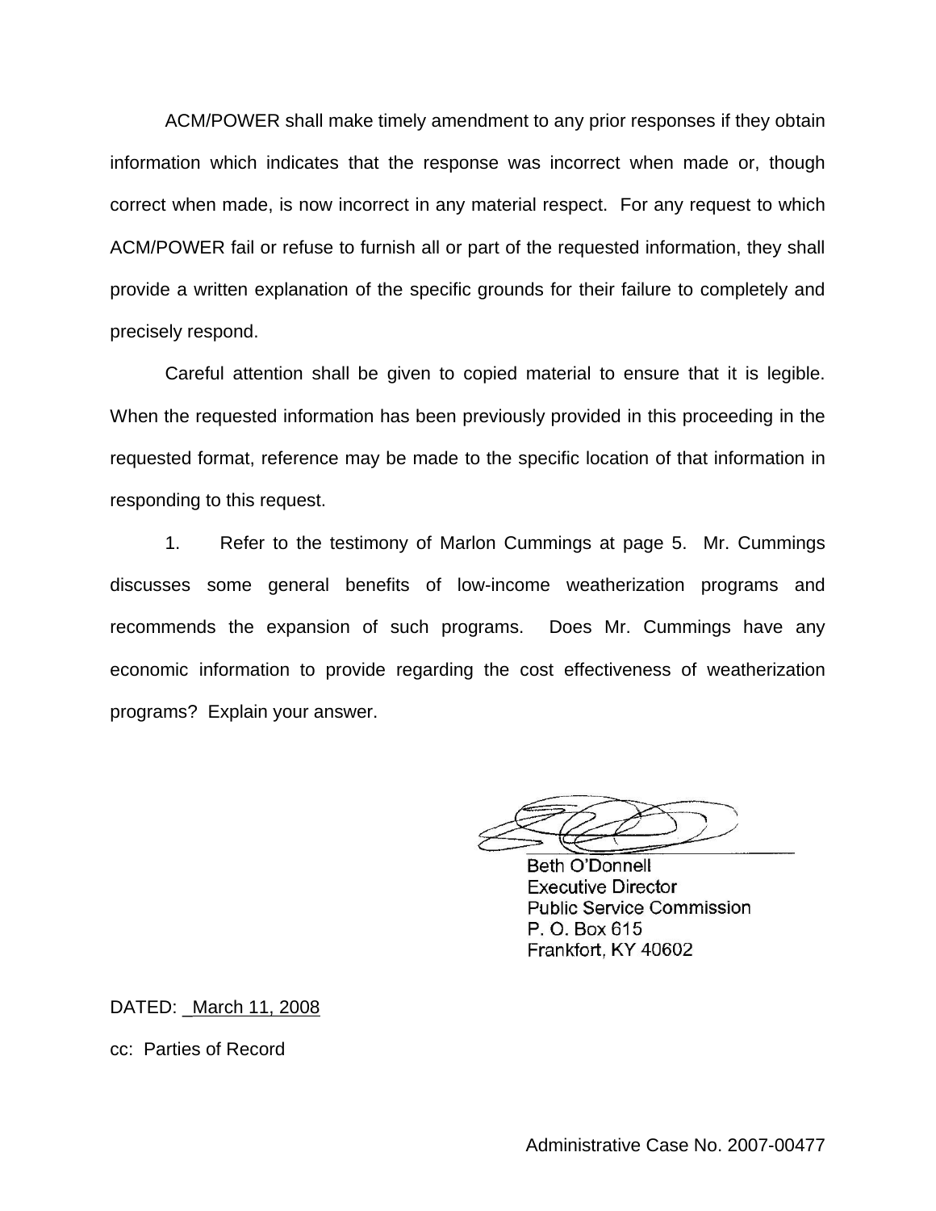ACM/POWER shall make timely amendment to any prior responses if they obtain information which indicates that the response was incorrect when made or, though correct when made, is now incorrect in any material respect. For any request to which ACM/POWER fail or refuse to furnish all or part of the requested information, they shall provide a written explanation of the specific grounds for their failure to completely and precisely respond.

Careful attention shall be given to copied material to ensure that it is legible. When the requested information has been previously provided in this proceeding in the requested format, reference may be made to the specific location of that information in responding to this request.

1. Refer to the testimony of Marlon Cummings at page 5. Mr. Cummings discusses some general benefits of low-income weatherization programs and recommends the expansion of such programs. Does Mr. Cummings have any economic information to provide regarding the cost effectiveness of weatherization programs? Explain your answer.

Beth O'Donnell
Executive Director
Public Service Commission
P. O. Box 615
Frankfort, KY 40602

DATED: March 11, 2008

cc: Parties of Record

Administrative Case No. 2007-00477